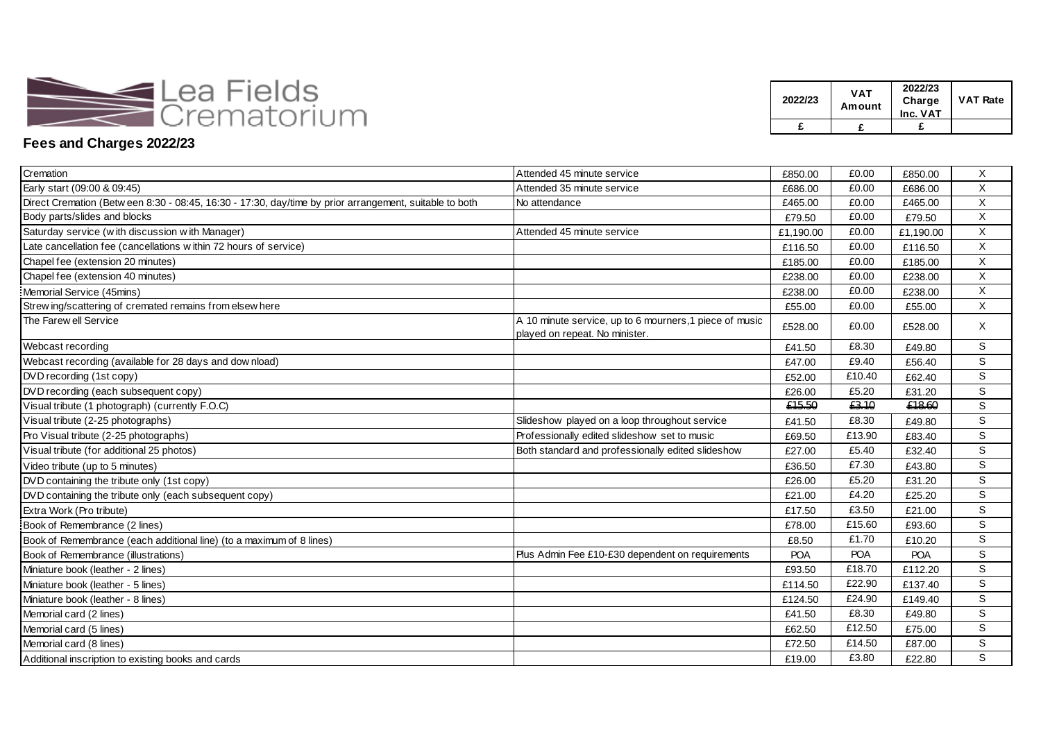# Lea Fields Crematorium

## Fees and Charges 2022/23

| | | 2022/23 | VAT Amount | 2022/23 Charge Inc. VAT | VAT Rate |
|---|---|---|---|---|---|
| | | £ | £ | £ | |
| Cremation | Attended 45 minute service | £850.00 | £0.00 | £850.00 | X |
| Early start (09:00 & 09:45) | Attended 35 minute service | £686.00 | £0.00 | £686.00 | X |
| Direct Cremation (Between 8:30 - 08:45, 16:30 - 17:30, day/time by prior arrangement, suitable to both | No attendance | £465.00 | £0.00 | £465.00 | X |
| Body parts/slides and blocks | | £79.50 | £0.00 | £79.50 | X |
| Saturday service (with discussion with Manager) | Attended 45 minute service | £1,190.00 | £0.00 | £1,190.00 | X |
| Late cancellation fee (cancellations within 72 hours of service) | | £116.50 | £0.00 | £116.50 | X |
| Chapel fee (extension 20 minutes) | | £185.00 | £0.00 | £185.00 | X |
| Chapel fee (extension 40 minutes) | | £238.00 | £0.00 | £238.00 | X |
| Memorial Service (45mins) | | £238.00 | £0.00 | £238.00 | X |
| Strewing/scattering of cremated remains from elsewhere | | £55.00 | £0.00 | £55.00 | X |
| The Farewell Service | A 10 minute service, up to 6 mourners,1 piece of music played on repeat. No minister. | £528.00 | £0.00 | £528.00 | X |
| Webcast recording | | £41.50 | £8.30 | £49.80 | S |
| Webcast recording (available for 28 days and download) | | £47.00 | £9.40 | £56.40 | S |
| DVD recording (1st copy) | | £52.00 | £10.40 | £62.40 | S |
| DVD recording (each subsequent copy) | | £26.00 | £5.20 | £31.20 | S |
| Visual tribute (1 photograph) (currently F.O.C) | | ~~£15.50~~ | ~~£3.10~~ | ~~£18.60~~ | S |
| Visual tribute (2-25 photographs) | Slideshow played on a loop throughout service | £41.50 | £8.30 | £49.80 | S |
| Pro Visual tribute (2-25 photographs) | Professionally edited slideshow set to music | £69.50 | £13.90 | £83.40 | S |
| Visual tribute (for additional 25 photos) | Both standard and professionally edited slideshow | £27.00 | £5.40 | £32.40 | S |
| Video tribute (up to 5 minutes) | | £36.50 | £7.30 | £43.80 | S |
| DVD containing the tribute only (1st copy) | | £26.00 | £5.20 | £31.20 | S |
| DVD containing the tribute only (each subsequent copy) | | £21.00 | £4.20 | £25.20 | S |
| Extra Work (Pro tribute) | | £17.50 | £3.50 | £21.00 | S |
| Book of Remembrance (2 lines) | | £78.00 | £15.60 | £93.60 | S |
| Book of Remembrance (each additional line) (to a maximum of 8 lines) | | £8.50 | £1.70 | £10.20 | S |
| Book of Remembrance (illustrations) | Plus Admin Fee £10-£30 dependent on requirements | POA | POA | POA | S |
| Miniature book (leather - 2 lines) | | £93.50 | £18.70 | £112.20 | S |
| Miniature book (leather - 5 lines) | | £114.50 | £22.90 | £137.40 | S |
| Miniature book (leather - 8 lines) | | £124.50 | £24.90 | £149.40 | S |
| Memorial card (2 lines) | | £41.50 | £8.30 | £49.80 | S |
| Memorial card (5 lines) | | £62.50 | £12.50 | £75.00 | S |
| Memorial card (8 lines) | | £72.50 | £14.50 | £87.00 | S |
| Additional inscription to existing books and cards | | £19.00 | £3.80 | £22.80 | S |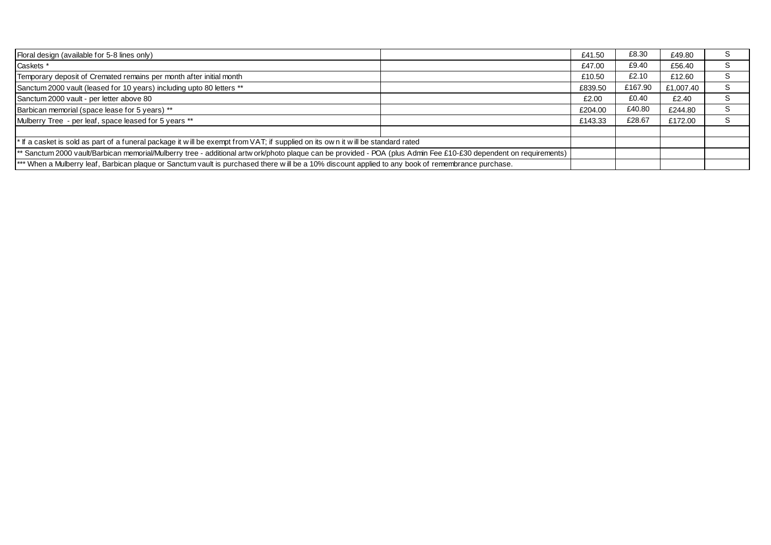| | | | | | |
|---|---|---|---|---|---|
| Floral design (available for 5-8 lines only) | | £41.50 | £8.30 | £49.80 | S |
| Caskets * | | £47.00 | £9.40 | £56.40 | S |
| Temporary deposit of Cremated remains per month after initial month | | £10.50 | £2.10 | £12.60 | S |
| Sanctum 2000 vault (leased for 10 years) including upto 80 letters ** | | £839.50 | £167.90 | £1,007.40 | S |
| Sanctum 2000 vault - per letter above 80 | | £2.00 | £0.40 | £2.40 | S |
| Barbican memorial (space lease for 5 years) ** | | £204.00 | £40.80 | £244.80 | S |
| Mulberry Tree - per leaf, space leased for 5 years ** | | £143.33 | £28.67 | £172.00 | S |
| | | | | | |
| * If a casket is sold as part of a funeral package it will be exempt from VAT; if supplied on its own it will be standard rated | | | | | |
| ** Sanctum 2000 vault/Barbican memorial/Mulberry tree - additional artwork/photo plaque can be provided - POA (plus Admin Fee £10-£30 dependent on requirements) | | | | | |
| *** When a Mulberry leaf, Barbican plaque or Sanctum vault is purchased there will be a 10% discount applied to any book of remembrance purchase. | | | | | |